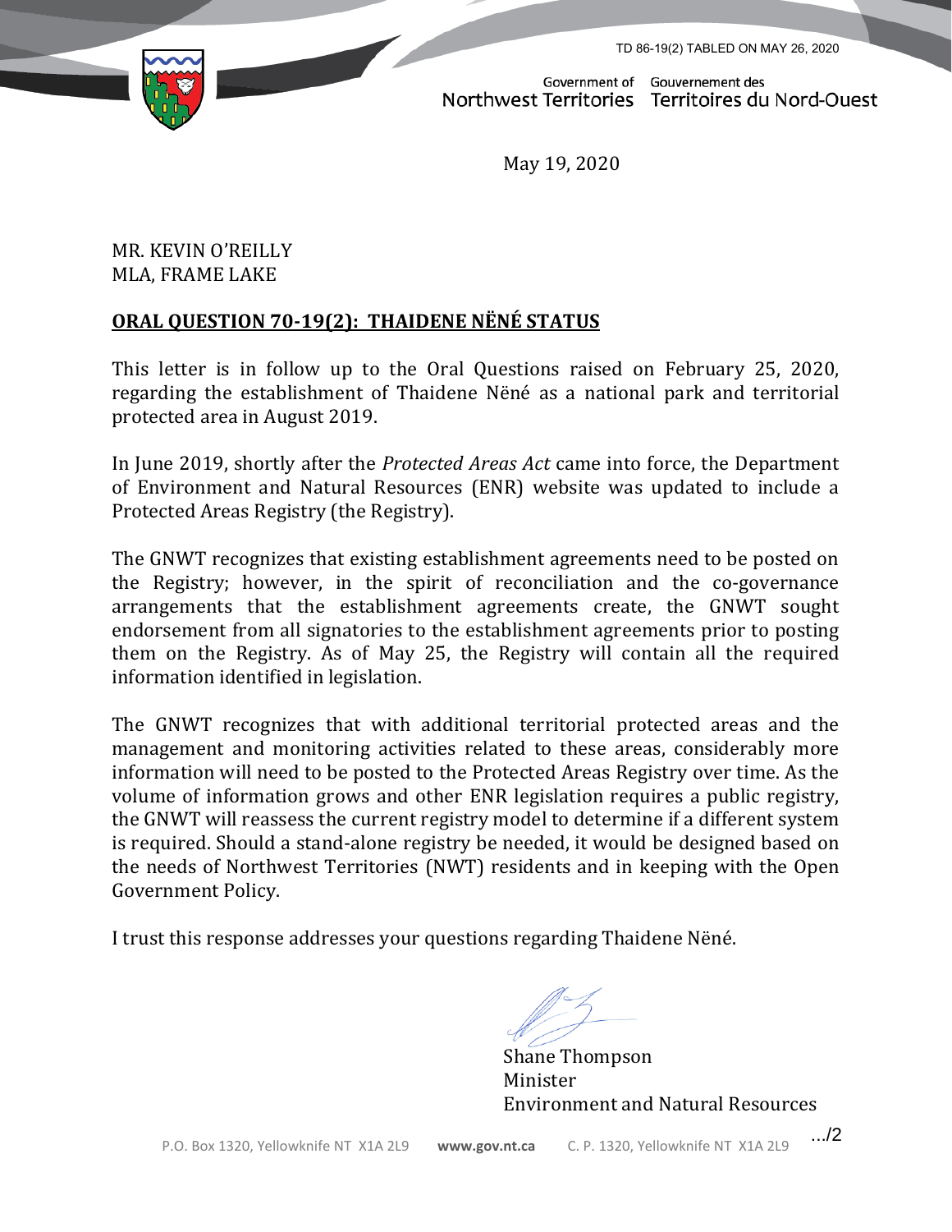TD 86-19(2) TABLED ON MAY 26, 2020

Government of Northwest Territories | Gouvernement des Territoires du Nord-Ouest

May 19, 2020

MR. KEVIN O'REILLY
MLA, FRAME LAKE

**ORAL QUESTION 70-19(2): THAIDENE NËNÉ STATUS**

This letter is in follow up to the Oral Questions raised on February 25, 2020, regarding the establishment of Thaidene Nëné as a national park and territorial protected area in August 2019.

In June 2019, shortly after the *Protected Areas Act* came into force, the Department of Environment and Natural Resources (ENR) website was updated to include a Protected Areas Registry (the Registry).

The GNWT recognizes that existing establishment agreements need to be posted on the Registry; however, in the spirit of reconciliation and the co-governance arrangements that the establishment agreements create, the GNWT sought endorsement from all signatories to the establishment agreements prior to posting them on the Registry. As of May 25, the Registry will contain all the required information identified in legislation.

The GNWT recognizes that with additional territorial protected areas and the management and monitoring activities related to these areas, considerably more information will need to be posted to the Protected Areas Registry over time. As the volume of information grows and other ENR legislation requires a public registry, the GNWT will reassess the current registry model to determine if a different system is required. Should a stand-alone registry be needed, it would be designed based on the needs of Northwest Territories (NWT) residents and in keeping with the Open Government Policy.

I trust this response addresses your questions regarding Thaidene Nëné.

Shane Thompson
Minister
Environment and Natural Resources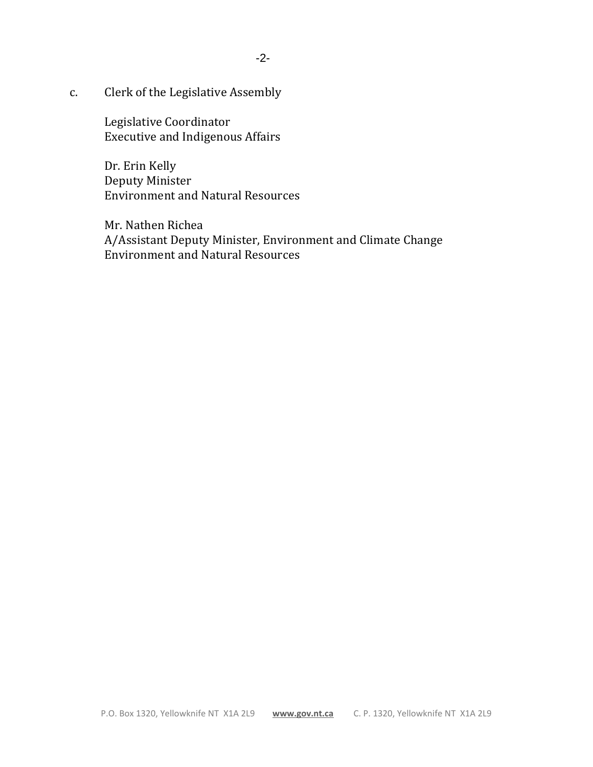c. Clerk of the Legislative Assembly

   Legislative Coordinator
   Executive and Indigenous Affairs

   Dr. Erin Kelly
   Deputy Minister
   Environment and Natural Resources

   Mr. Nathen Richea
   A/Assistant Deputy Minister, Environment and Climate Change
   Environment and Natural Resources